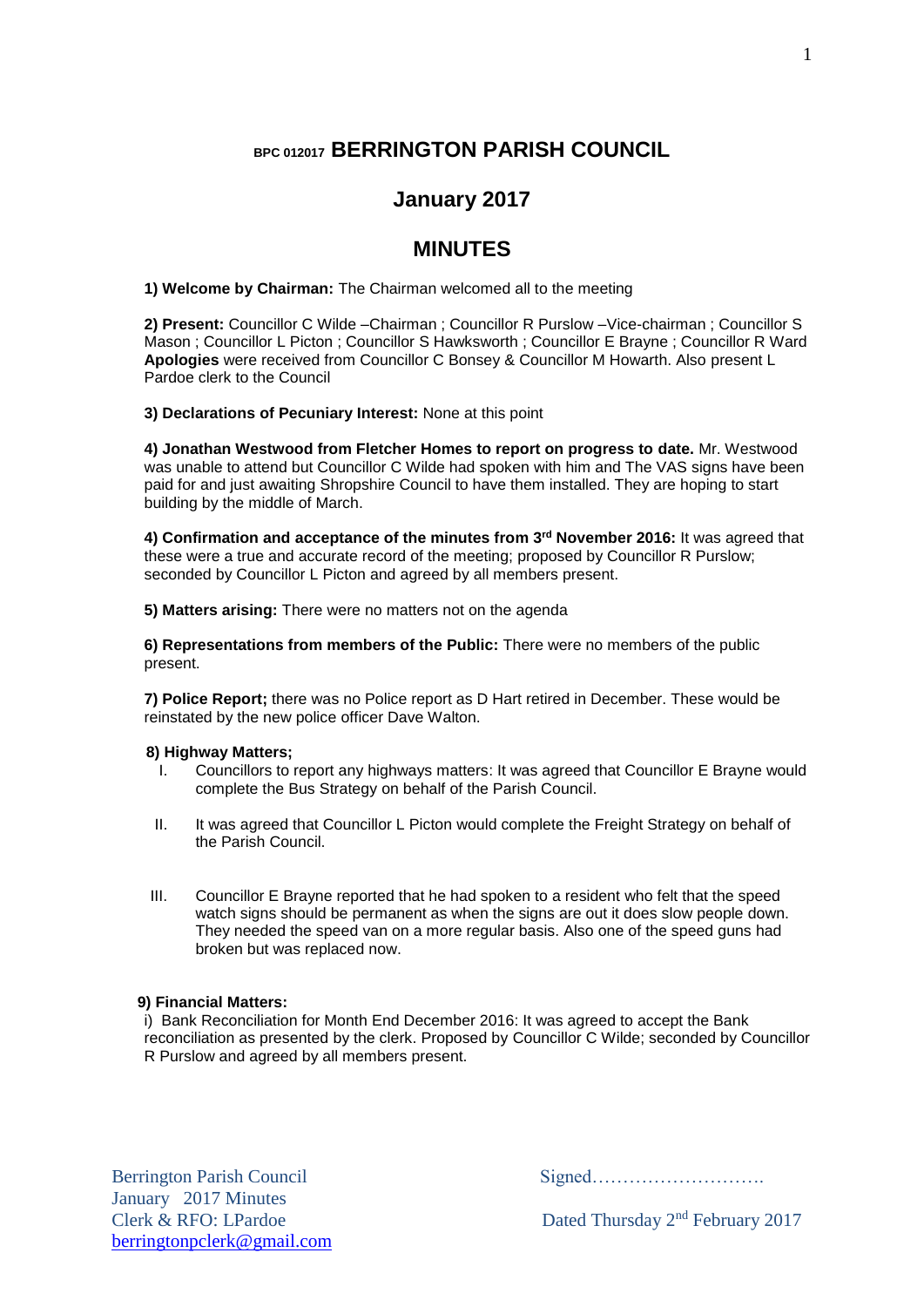# BPC 012017 BERRINGTON PARISH COUNCIL

## January 2017

## MINUTES

**1) Welcome by Chairman:** The Chairman welcomed all to the meeting

**2) Present:** Councillor C Wilde –Chairman ; Councillor R Purslow –Vice-chairman ; Councillor S Mason ; Councillor L Picton ; Councillor S Hawksworth ; Councillor E Brayne ; Councillor R Ward **Apologies** were received from Councillor C Bonsey & Councillor M Howarth. Also present L Pardoe clerk to the Council

**3) Declarations of Pecuniary Interest:** None at this point

**4) Jonathan Westwood from Fletcher Homes to report on progress to date.** Mr. Westwood was unable to attend but Councillor C Wilde had spoken with him and The VAS signs have been paid for and just awaiting Shropshire Council to have them installed. They are hoping to start building by the middle of March.

**4) Confirmation and acceptance of the minutes from 3rd November 2016:** It was agreed that these were a true and accurate record of the meeting; proposed by Councillor R Purslow; seconded by Councillor L Picton and agreed by all members present.

**5) Matters arising:** There were no matters not on the agenda

**6) Representations from members of the Public:** There were no members of the public present.

**7) Police Report;** there was no Police report as D Hart retired in December. These would be reinstated by the new police officer Dave Walton.

**8) Highway Matters;**

I. Councillors to report any highways matters: It was agreed that Councillor E Brayne would complete the Bus Strategy on behalf of the Parish Council.

II. It was agreed that Councillor L Picton would complete the Freight Strategy on behalf of the Parish Council.

III. Councillor E Brayne reported that he had spoken to a resident who felt that the speed watch signs should be permanent as when the signs are out it does slow people down. They needed the speed van on a more regular basis. Also one of the speed guns had broken but was replaced now.

**9) Financial Matters:**

i) Bank Reconciliation for Month End December 2016: It was agreed to accept the Bank reconciliation as presented by the clerk. Proposed by Councillor C Wilde; seconded by Councillor R Purslow and agreed by all members present.

Berrington Parish Council
January 2017 Minutes
Clerk & RFO: LPardoe
berringtonpclerk@gmail.com

Signed……………………….

Dated Thursday 2nd February 2017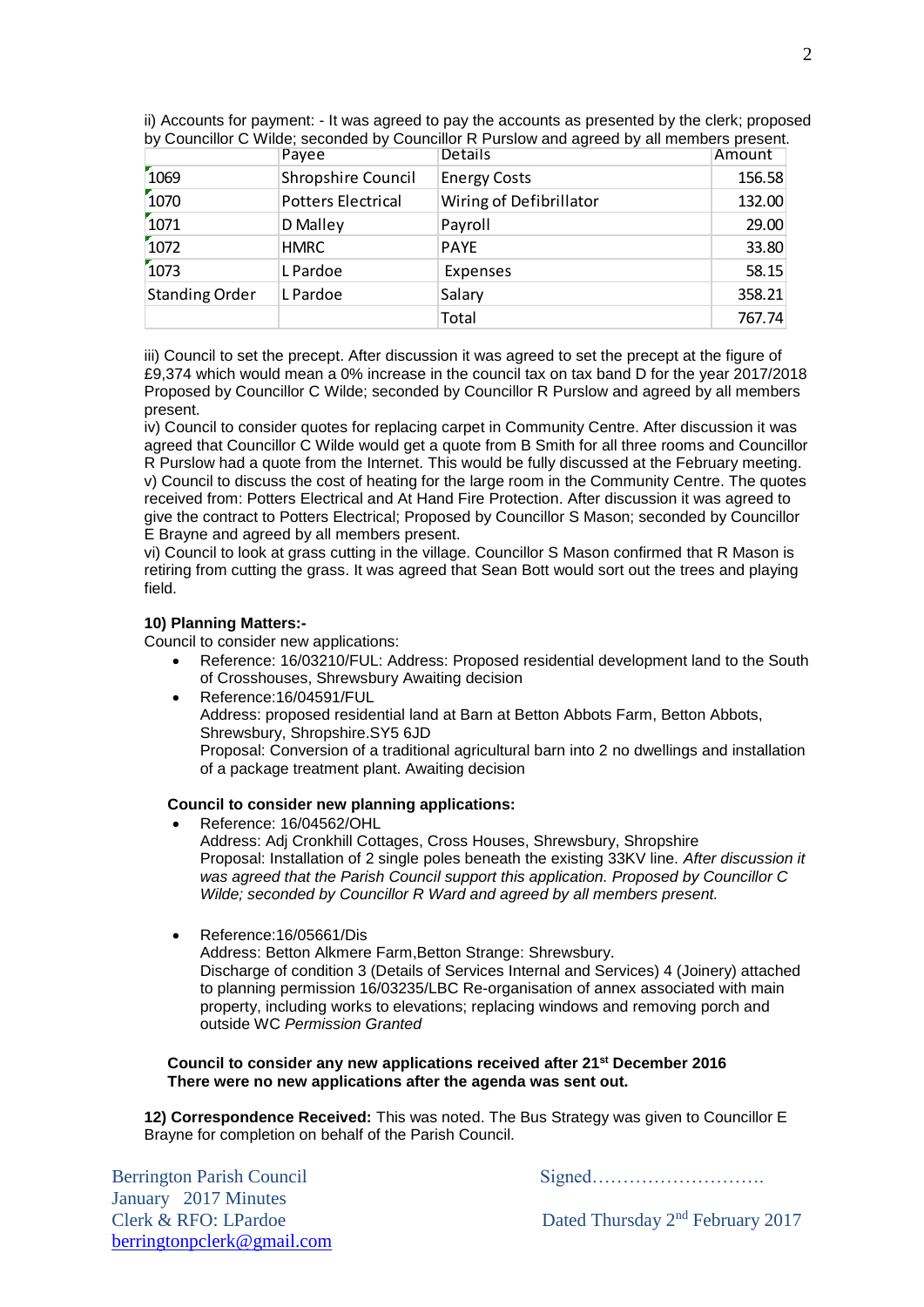ii) Accounts for payment: - It was agreed to pay the accounts as presented by the clerk; proposed by Councillor C Wilde; seconded by Councillor R Purslow and agreed by all members present.

| | Payee | Details | Amount |
|---|---|---|---|
| 1069 | Shropshire Council | Energy Costs | 156.58 |
| 1070 | Potters Electrical | Wiring of Defibrillator | 132.00 |
| 1071 | D Malley | Payroll | 29.00 |
| 1072 | HMRC | PAYE | 33.80 |
| 1073 | L Pardoe | Expenses | 58.15 |
| Standing Order | L Pardoe | Salary | 358.21 |
| | | Total | 767.74 |

iii) Council to set the precept. After discussion it was agreed to set the precept at the figure of £9,374 which would mean a 0% increase in the council tax on tax band D for the year 2017/2018 Proposed by Councillor C Wilde; seconded by Councillor R Purslow and agreed by all members present.

iv) Council to consider quotes for replacing carpet in Community Centre. After discussion it was agreed that Councillor C Wilde would get a quote from B Smith for all three rooms and Councillor R Purslow had a quote from the Internet. This would be fully discussed at the February meeting.

v) Council to discuss the cost of heating for the large room in the Community Centre. The quotes received from: Potters Electrical and At Hand Fire Protection. After discussion it was agreed to give the contract to Potters Electrical; Proposed by Councillor S Mason; seconded by Councillor E Brayne and agreed by all members present.

vi) Council to look at grass cutting in the village. Councillor S Mason confirmed that R Mason is retiring from cutting the grass. It was agreed that Sean Bott would sort out the trees and playing field.

**10) Planning Matters:-**

Council to consider new applications:

- Reference: 16/03210/FUL: Address: Proposed residential development land to the South of Crosshouses, Shrewsbury Awaiting decision
- Reference:16/04591/FUL
  Address: proposed residential land at Barn at Betton Abbots Farm, Betton Abbots, Shrewsbury, Shropshire.SY5 6JD
  Proposal: Conversion of a traditional agricultural barn into 2 no dwellings and installation of a package treatment plant. Awaiting decision

**Council to consider new planning applications:**

- Reference: 16/04562/OHL
  Address: Adj Cronkhill Cottages, Cross Houses, Shrewsbury, Shropshire
  Proposal: Installation of 2 single poles beneath the existing 33KV line. *After discussion it was agreed that the Parish Council support this application. Proposed by Councillor C Wilde; seconded by Councillor R Ward and agreed by all members present.*

- Reference:16/05661/Dis
  Address: Betton Alkmere Farm,Betton Strange: Shrewsbury.
  Discharge of condition 3 (Details of Services Internal and Services) 4 (Joinery) attached to planning permission 16/03235/LBC Re-organisation of annex associated with main property, including works to elevations; replacing windows and removing porch and outside WC *Permission Granted*

**Council to consider any new applications received after 21st December 2016**
**There were no new applications after the agenda was sent out.**

**12) Correspondence Received:** This was noted. The Bus Strategy was given to Councillor E Brayne for completion on behalf of the Parish Council.

Berrington Parish Council
January 2017 Minutes
Clerk & RFO: LPardoe
berringtonpclerk@gmail.com

Signed……………………….

Dated Thursday 2nd February 2017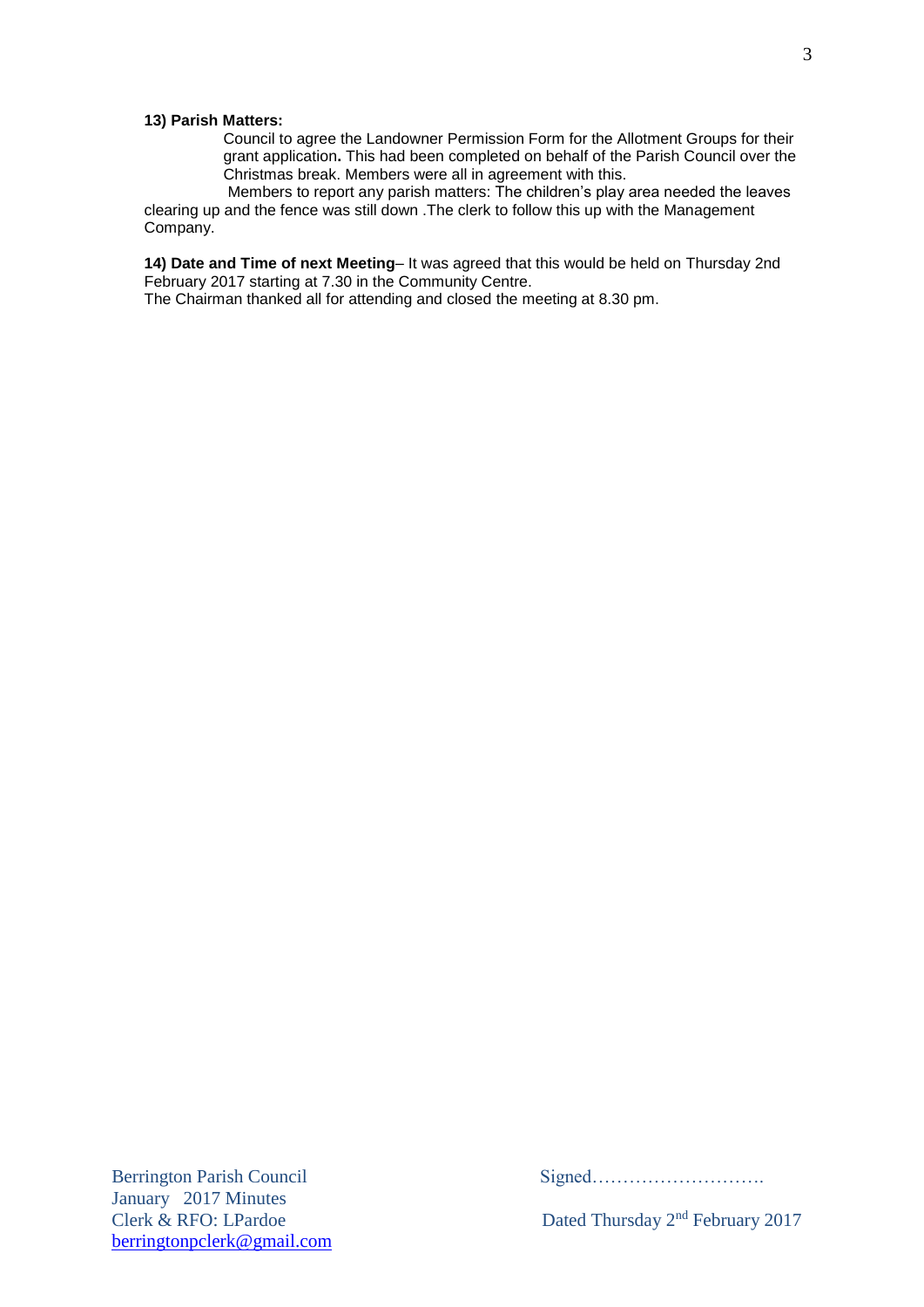**13) Parish Matters:**

Council to agree the Landowner Permission Form for the Allotment Groups for their grant application**.** This had been completed on behalf of the Parish Council over the Christmas break. Members were all in agreement with this.

Members to report any parish matters: The children's play area needed the leaves clearing up and the fence was still down .The clerk to follow this up with the Management Company.

**14) Date and Time of next Meeting**– It was agreed that this would be held on Thursday 2nd February 2017 starting at 7.30 in the Community Centre.

The Chairman thanked all for attending and closed the meeting at 8.30 pm.

Berrington Parish Council
January 2017 Minutes
Clerk & RFO: LPardoe
berringtonpclerk@gmail.com

Signed……………………….

Dated Thursday 2nd February 2017